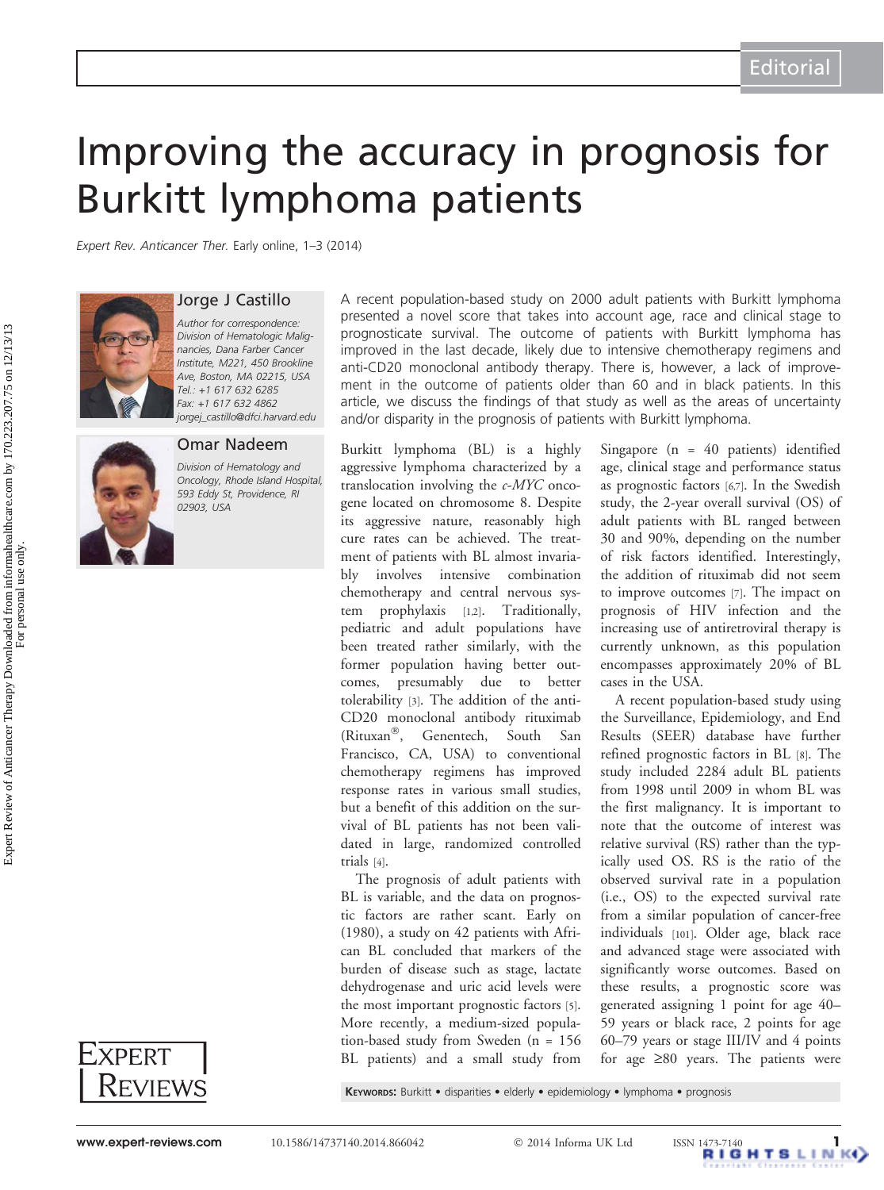Editorial

# Improving the accuracy in prognosis for Burkitt lymphoma patients

*Expert Rev. Anticancer Ther.* Early online, 1–3 (2014)

**Jorge J Castillo**

*Author for correspondence:*
*Division of Hematologic Malignancies, Dana Farber Cancer Institute, M221, 450 Brookline Ave, Boston, MA 02215, USA*
*Tel.: +1 617 632 6285*
*Fax: +1 617 632 4862*
*jorgej_castillo@dfci.harvard.edu*

**Omar Nadeem**

*Division of Hematology and Oncology, Rhode Island Hospital, 593 Eddy St, Providence, RI 02903, USA*

A recent population-based study on 2000 adult patients with Burkitt lymphoma presented a novel score that takes into account age, race and clinical stage to prognosticate survival. The outcome of patients with Burkitt lymphoma has improved in the last decade, likely due to intensive chemotherapy regimens and anti-CD20 monoclonal antibody therapy. There is, however, a lack of improvement in the outcome of patients older than 60 and in black patients. In this article, we discuss the findings of that study as well as the areas of uncertainty and/or disparity in the prognosis of patients with Burkitt lymphoma.

**Keywords:** Burkitt • disparities • elderly • epidemiology • lymphoma • prognosis

Burkitt lymphoma (BL) is a highly aggressive lymphoma characterized by a translocation involving the *c-MYC* oncogene located on chromosome 8. Despite its aggressive nature, reasonably high cure rates can be achieved. The treatment of patients with BL almost invariably involves intensive combination chemotherapy and central nervous system prophylaxis [1,2]. Traditionally, pediatric and adult populations have been treated rather similarly, with the former population having better outcomes, presumably due to better tolerability [3]. The addition of the anti-CD20 monoclonal antibody rituximab (Rituxan®, Genentech, South San Francisco, CA, USA) to conventional chemotherapy regimens has improved response rates in various small studies, but a benefit of this addition on the survival of BL patients has not been validated in large, randomized controlled trials [4].

The prognosis of adult patients with BL is variable, and the data on prognostic factors are rather scant. Early on (1980), a study on 42 patients with African BL concluded that markers of the burden of disease such as stage, lactate dehydrogenase and uric acid levels were the most important prognostic factors [5]. More recently, a medium-sized population-based study from Sweden (n = 156 BL patients) and a small study from Singapore (n = 40 patients) identified age, clinical stage and performance status as prognostic factors [6,7]. In the Swedish study, the 2-year overall survival (OS) of adult patients with BL ranged between 30 and 90%, depending on the number of risk factors identified. Interestingly, the addition of rituximab did not seem to improve outcomes [7]. The impact on prognosis of HIV infection and the increasing use of antiretroviral therapy is currently unknown, as this population encompasses approximately 20% of BL cases in the USA.

A recent population-based study using the Surveillance, Epidemiology, and End Results (SEER) database have further refined prognostic factors in BL [8]. The study included 2284 adult BL patients from 1998 until 2009 in whom BL was the first malignancy. It is important to note that the outcome of interest was relative survival (RS) rather than the typically used OS. RS is the ratio of the observed survival rate in a population (i.e., OS) to the expected survival rate from a similar population of cancer-free individuals [101]. Older age, black race and advanced stage were associated with significantly worse outcomes. Based on these results, a prognostic score was generated assigning 1 point for age 40–59 years or black race, 2 points for age 60–79 years or stage III/IV and 4 points for age ≥80 years. The patients were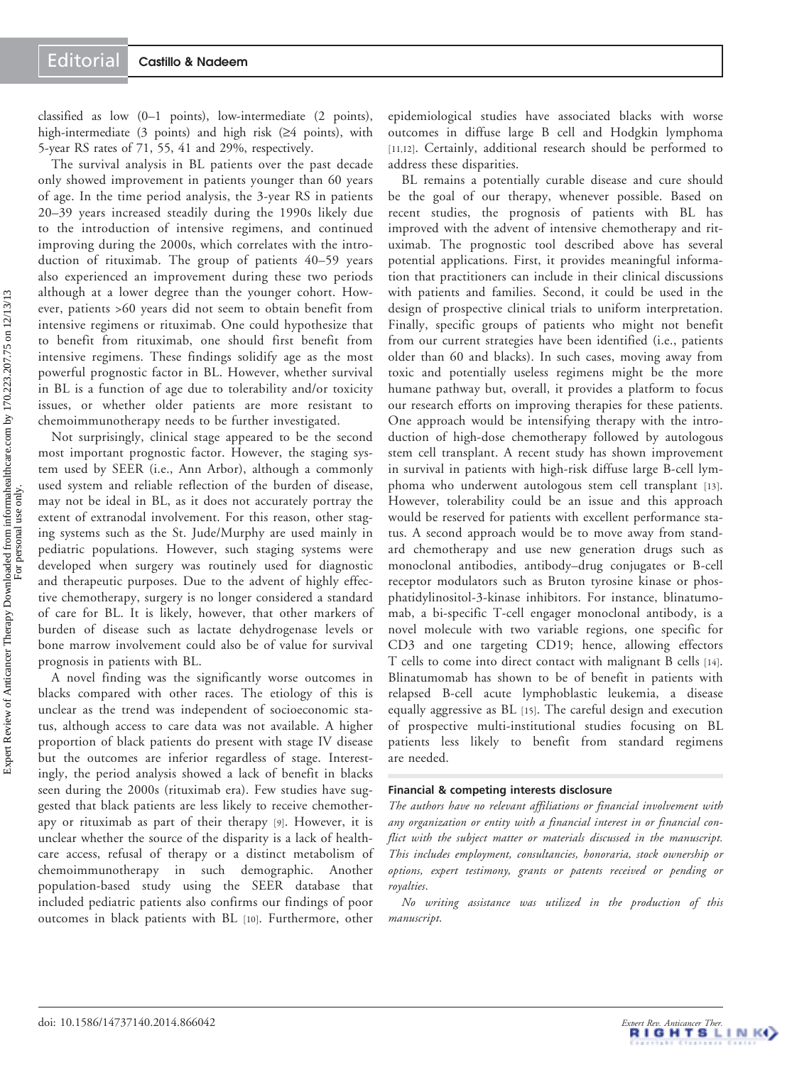classified as low (0–1 points), low-intermediate (2 points), high-intermediate (3 points) and high risk (≥4 points), with 5-year RS rates of 71, 55, 41 and 29%, respectively.

The survival analysis in BL patients over the past decade only showed improvement in patients younger than 60 years of age. In the time period analysis, the 3-year RS in patients 20–39 years increased steadily during the 1990s likely due to the introduction of intensive regimens, and continued improving during the 2000s, which correlates with the introduction of rituximab. The group of patients 40–59 years also experienced an improvement during these two periods although at a lower degree than the younger cohort. However, patients >60 years did not seem to obtain benefit from intensive regimens or rituximab. One could hypothesize that to benefit from rituximab, one should first benefit from intensive regimens. These findings solidify age as the most powerful prognostic factor in BL. However, whether survival in BL is a function of age due to tolerability and/or toxicity issues, or whether older patients are more resistant to chemoimmunotherapy needs to be further investigated.

Not surprisingly, clinical stage appeared to be the second most important prognostic factor. However, the staging system used by SEER (i.e., Ann Arbor), although a commonly used system and reliable reflection of the burden of disease, may not be ideal in BL, as it does not accurately portray the extent of extranodal involvement. For this reason, other staging systems such as the St. Jude/Murphy are used mainly in pediatric populations. However, such staging systems were developed when surgery was routinely used for diagnostic and therapeutic purposes. Due to the advent of highly effective chemotherapy, surgery is no longer considered a standard of care for BL. It is likely, however, that other markers of burden of disease such as lactate dehydrogenase levels or bone marrow involvement could also be of value for survival prognosis in patients with BL.

A novel finding was the significantly worse outcomes in blacks compared with other races. The etiology of this is unclear as the trend was independent of socioeconomic status, although access to care data was not available. A higher proportion of black patients do present with stage IV disease but the outcomes are inferior regardless of stage. Interestingly, the period analysis showed a lack of benefit in blacks seen during the 2000s (rituximab era). Few studies have suggested that black patients are less likely to receive chemotherapy or rituximab as part of their therapy [9]. However, it is unclear whether the source of the disparity is a lack of healthcare access, refusal of therapy or a distinct metabolism of chemoimmunotherapy in such demographic. Another population-based study using the SEER database that included pediatric patients also confirms our findings of poor outcomes in black patients with BL [10]. Furthermore, other epidemiological studies have associated blacks with worse outcomes in diffuse large B cell and Hodgkin lymphoma [11,12]. Certainly, additional research should be performed to address these disparities.

BL remains a potentially curable disease and cure should be the goal of our therapy, whenever possible. Based on recent studies, the prognosis of patients with BL has improved with the advent of intensive chemotherapy and rituximab. The prognostic tool described above has several potential applications. First, it provides meaningful information that practitioners can include in their clinical discussions with patients and families. Second, it could be used in the design of prospective clinical trials to uniform interpretation. Finally, specific groups of patients who might not benefit from our current strategies have been identified (i.e., patients older than 60 and blacks). In such cases, moving away from toxic and potentially useless regimens might be the more humane pathway but, overall, it provides a platform to focus our research efforts on improving therapies for these patients. One approach would be intensifying therapy with the introduction of high-dose chemotherapy followed by autologous stem cell transplant. A recent study has shown improvement in survival in patients with high-risk diffuse large B-cell lymphoma who underwent autologous stem cell transplant [13]. However, tolerability could be an issue and this approach would be reserved for patients with excellent performance status. A second approach would be to move away from standard chemotherapy and use new generation drugs such as monoclonal antibodies, antibody–drug conjugates or B-cell receptor modulators such as Bruton tyrosine kinase or phosphatidylinositol-3-kinase inhibitors. For instance, blinatumomab, a bi-specific T-cell engager monoclonal antibody, is a novel molecule with two variable regions, one specific for CD3 and one targeting CD19; hence, allowing effectors T cells to come into direct contact with malignant B cells [14]. Blinatumomab has shown to be of benefit in patients with relapsed B-cell acute lymphoblastic leukemia, a disease equally aggressive as BL [15]. The careful design and execution of prospective multi-institutional studies focusing on BL patients less likely to benefit from standard regimens are needed.

#### Financial & competing interests disclosure

*The authors have no relevant affiliations or financial involvement with any organization or entity with a financial interest in or financial conflict with the subject matter or materials discussed in the manuscript. This includes employment, consultancies, honoraria, stock ownership or options, expert testimony, grants or patents received or pending or royalties.*

*No writing assistance was utilized in the production of this manuscript.*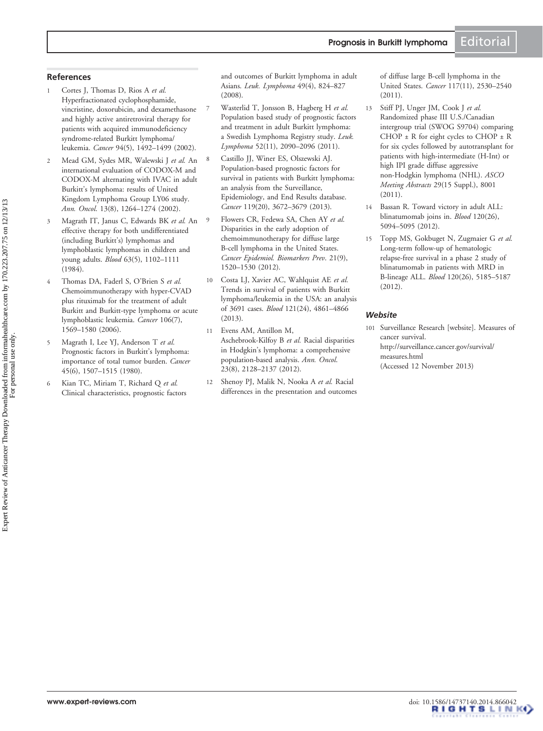## References

1. Cortes J, Thomas D, Rios A *et al.* Hyperfractionated cyclophosphamide, vincristine, doxorubicin, and dexamethasone and highly active antiretroviral therapy for patients with acquired immunodeficiency syndrome-related Burkitt lymphoma/leukemia. *Cancer* 94(5), 1492–1499 (2002).
2. Mead GM, Sydes MR, Walewski J *et al.* An international evaluation of CODOX-M and CODOX-M alternating with IVAC in adult Burkitt's lymphoma: results of United Kingdom Lymphoma Group LY06 study. *Ann. Oncol.* 13(8), 1264–1274 (2002).
3. Magrath IT, Janus C, Edwards BK *et al.* An effective therapy for both undifferentiated (including Burkitt's) lymphomas and lymphoblastic lymphomas in children and young adults. *Blood* 63(5), 1102–1111 (1984).
4. Thomas DA, Faderl S, O'Brien S *et al.* Chemoimmunotherapy with hyper-CVAD plus rituximab for the treatment of adult Burkitt and Burkitt-type lymphoma or acute lymphoblastic leukemia. *Cancer* 106(7), 1569–1580 (2006).
5. Magrath I, Lee YJ, Anderson T *et al.* Prognostic factors in Burkitt's lymphoma: importance of total tumor burden. *Cancer* 45(6), 1507–1515 (1980).
6. Kian TC, Miriam T, Richard Q *et al.* Clinical characteristics, prognostic factors and outcomes of Burkitt lymphoma in adult Asians. *Leuk. Lymphoma* 49(4), 824–827 (2008).
7. Wasterlid T, Jonsson B, Hagberg H *et al.* Population based study of prognostic factors and treatment in adult Burkitt lymphoma: a Swedish Lymphoma Registry study. *Leuk. Lymphoma* 52(11), 2090–2096 (2011).
8. Castillo JJ, Winer ES, Olszewski AJ. Population-based prognostic factors for survival in patients with Burkitt lymphoma: an analysis from the Surveillance, Epidemiology, and End Results database. *Cancer* 119(20), 3672–3679 (2013).
9. Flowers CR, Fedewa SA, Chen AY *et al.* Disparities in the early adoption of chemoimmunotherapy for diffuse large B-cell lymphoma in the United States. *Cancer Epidemiol. Biomarkers Prev.* 21(9), 1520–1530 (2012).
10. Costa LJ, Xavier AC, Wahlquist AE *et al.* Trends in survival of patients with Burkitt lymphoma/leukemia in the USA: an analysis of 3691 cases. *Blood* 121(24), 4861–4866 (2013).
11. Evens AM, Antillon M, Aschebrook-Kilfoy B *et al.* Racial disparities in Hodgkin's lymphoma: a comprehensive population-based analysis. *Ann. Oncol.* 23(8), 2128–2137 (2012).
12. Shenoy PJ, Malik N, Nooka A *et al.* Racial differences in the presentation and outcomes of diffuse large B-cell lymphoma in the United States. *Cancer* 117(11), 2530–2540 (2011).
13. Stiff PJ, Unger JM, Cook J *et al.* Randomized phase III U.S./Canadian intergroup trial (SWOG S9704) comparing CHOP ± R for eight cycles to CHOP ± R for six cycles followed by autotransplant for patients with high-intermediate (H-Int) or high IPI grade diffuse aggressive non-Hodgkin lymphoma (NHL). *ASCO Meeting Abstracts* 29(15 Suppl.), 8001 (2011).
14. Bassan R. Toward victory in adult ALL: blinatumomab joins in. *Blood* 120(26), 5094–5095 (2012).
15. Topp MS, Gokbuget N, Zugmaier G *et al.* Long-term follow-up of hematologic relapse-free survival in a phase 2 study of blinatumomab in patients with MRD in B-lineage ALL. *Blood* 120(26), 5185–5187 (2012).

### Website

101. Surveillance Research [website]. Measures of cancer survival. http://surveillance.cancer.gov/survival/measures.html (Accessed 12 November 2013)